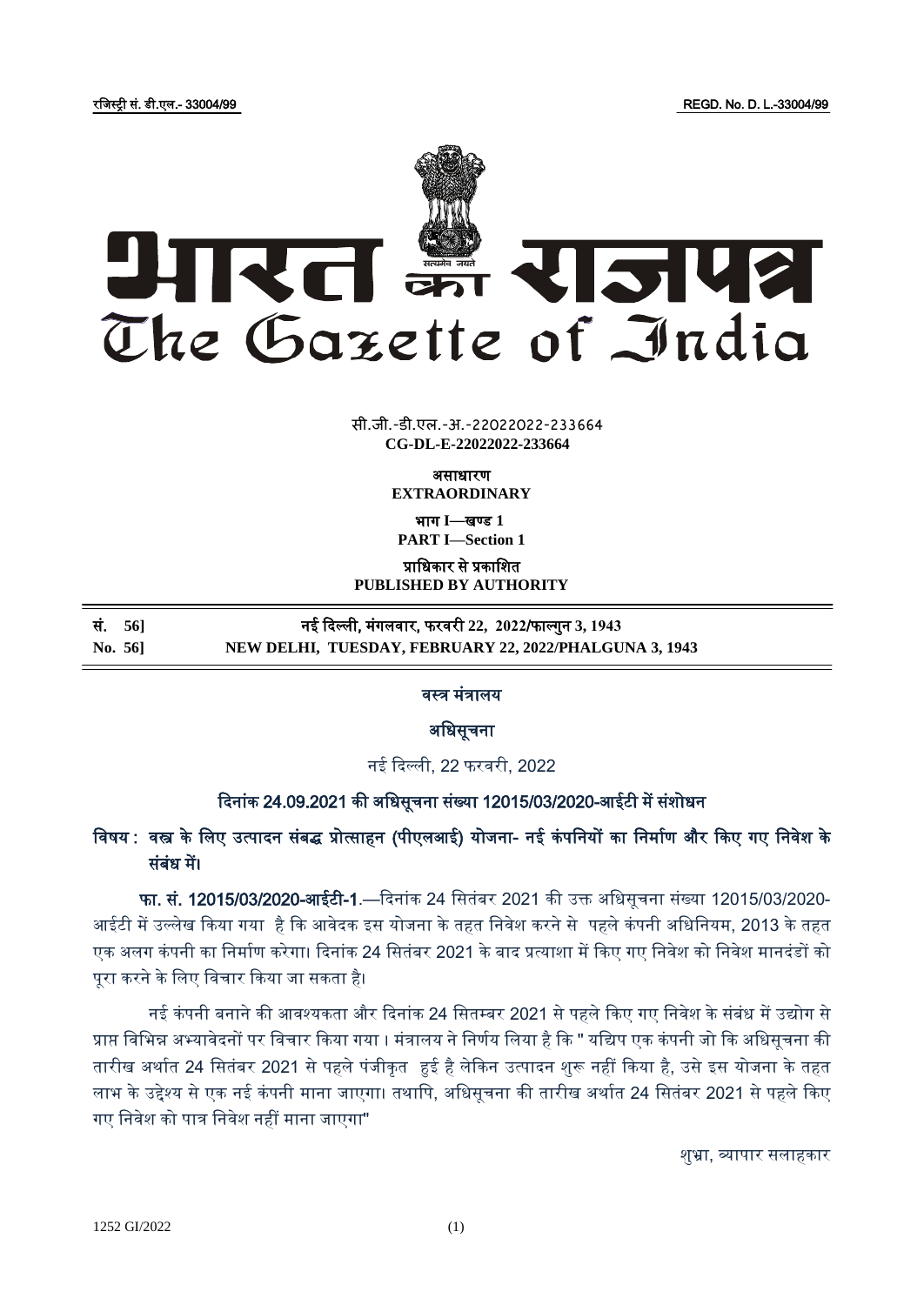रजिस्ट्री सं. डी.एल.- 33004/99 REGD. No. D. L.-33004/99

# भारत का राजपत्र
# The Gazette of India

सी.जी.-डी.एल.-अ.-22022022-233664
**CG-DL-E-22022022-233664**

असाधारण
**EXTRAORDINARY**

भाग I—खण्ड 1
**PART I—Section 1**

प्राधिकार से प्रकाशित
**PUBLISHED BY AUTHORITY**

| | |
|---|---|
| सं. 56] | नई दिल्ली, मंगलवार, फरवरी 22, 2022/फाल्गुन 3, 1943 |
| No. 56] | NEW DELHI, TUESDAY, FEBRUARY 22, 2022/PHALGUNA 3, 1943 |

## वस्त्र मंत्रालय

## अधिसूचना

नई दिल्ली, 22 फरवरी, 2022

### दिनांक 24.09.2021 की अधिसूचना संख्या 12015/03/2020-आईटी में संशोधन

**विषय : वस्त्र के लिए उत्पादन संबद्ध प्रोत्साहन (पीएलआई) योजना- नई कंपनियों का निर्माण और किए गए निवेश के संबंध में।**

**फा. सं. 12015/03/2020-आईटी-1**.—दिनांक 24 सितंबर 2021 की उक्त अधिसूचना संख्या 12015/03/2020-आईटी में उल्लेख किया गया है कि आवेदक इस योजना के तहत निवेश करने से पहले कंपनी अधिनियम, 2013 के तहत एक अलग कंपनी का निर्माण करेगा। दिनांक 24 सितंबर 2021 के बाद प्रत्याशा में किए गए निवेश को निवेश मानदंडों को पूरा करने के लिए विचार किया जा सकता है।

नई कंपनी बनाने की आवश्यकता और दिनांक 24 सितम्बर 2021 से पहले किए गए निवेश के संबंध में उद्योग से प्राप्त विभिन्न अभ्यावेदनों पर विचार किया गया। मंत्रालय ने निर्णय लिया है कि " यद्यपि एक कंपनी जो कि अधिसूचना की तारीख अर्थात 24 सितंबर 2021 से पहले पंजीकृत हुई है लेकिन उत्पादन शुरू नहीं किया है, उसे इस योजना के तहत लाभ के उद्देश्य से एक नई कंपनी माना जाएगा। तथापि, अधिसूचना की तारीख अर्थात 24 सितंबर 2021 से पहले किए गए निवेश को पात्र निवेश नहीं माना जाएगा"

शुभ्रा, व्यापार सलाहकार

1252 GI/2022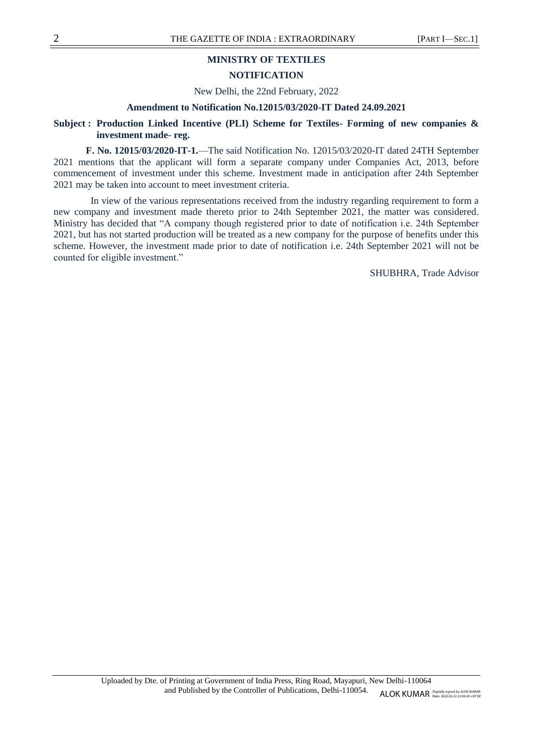## MINISTRY OF TEXTILES

## NOTIFICATION

New Delhi, the 22nd February, 2022

**Amendment to Notification No.12015/03/2020-IT Dated 24.09.2021**

**Subject : Production Linked Incentive (PLI) Scheme for Textiles- Forming of new companies & investment made- reg.**

**F. No. 12015/03/2020-IT-1.**—The said Notification No. 12015/03/2020-IT dated 24TH September 2021 mentions that the applicant will form a separate company under Companies Act, 2013, before commencement of investment under this scheme. Investment made in anticipation after 24th September 2021 may be taken into account to meet investment criteria.

In view of the various representations received from the industry regarding requirement to form a new company and investment made thereto prior to 24th September 2021, the matter was considered. Ministry has decided that "A company though registered prior to date of notification i.e. 24th September 2021, but has not started production will be treated as a new company for the purpose of benefits under this scheme. However, the investment made prior to date of notification i.e. 24th September 2021 will not be counted for eligible investment."

SHUBHRA, Trade Advisor

Uploaded by Dte. of Printing at Government of India Press, Ring Road, Mayapuri, New Delhi-110064 and Published by the Controller of Publications, Delhi-110054.